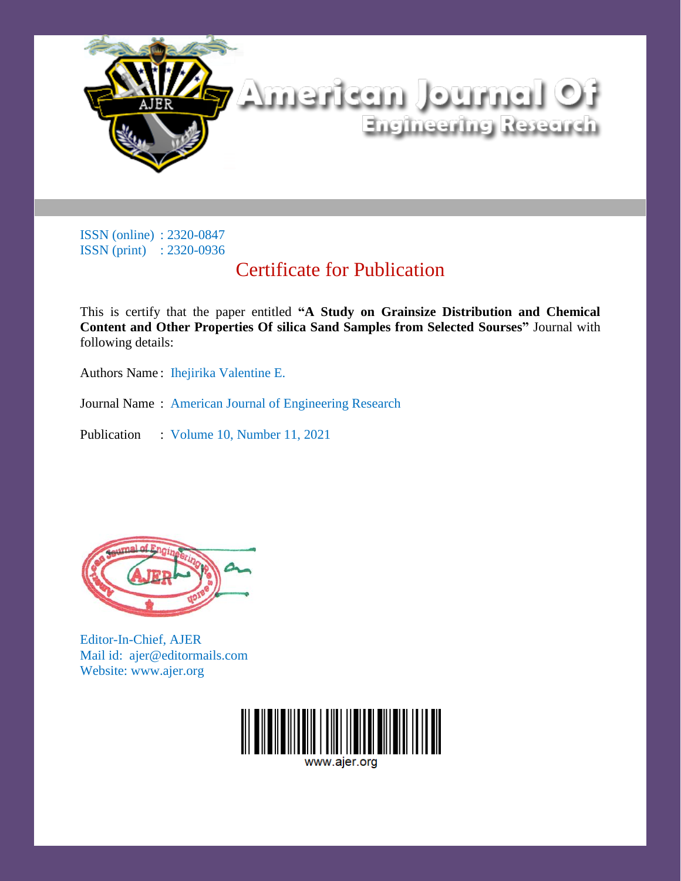# American Journal Of Engineering Research

ISSN (online) : 2320-0847
ISSN (print) : 2320-0936

## Certificate for Publication

This is certify that the paper entitled **"A Study on Grainsize Distribution and Chemical Content and Other Properties Of silica Sand Samples from Selected Sourses"** Journal with following details:

Authors Name : Ihejirika Valentine E.

Journal Name : American Journal of Engineering Research

Publication : Volume 10, Number 11, 2021

Editor-In-Chief, AJER
Mail id: ajer@editormails.com
Website: www.ajer.org

www.ajer.org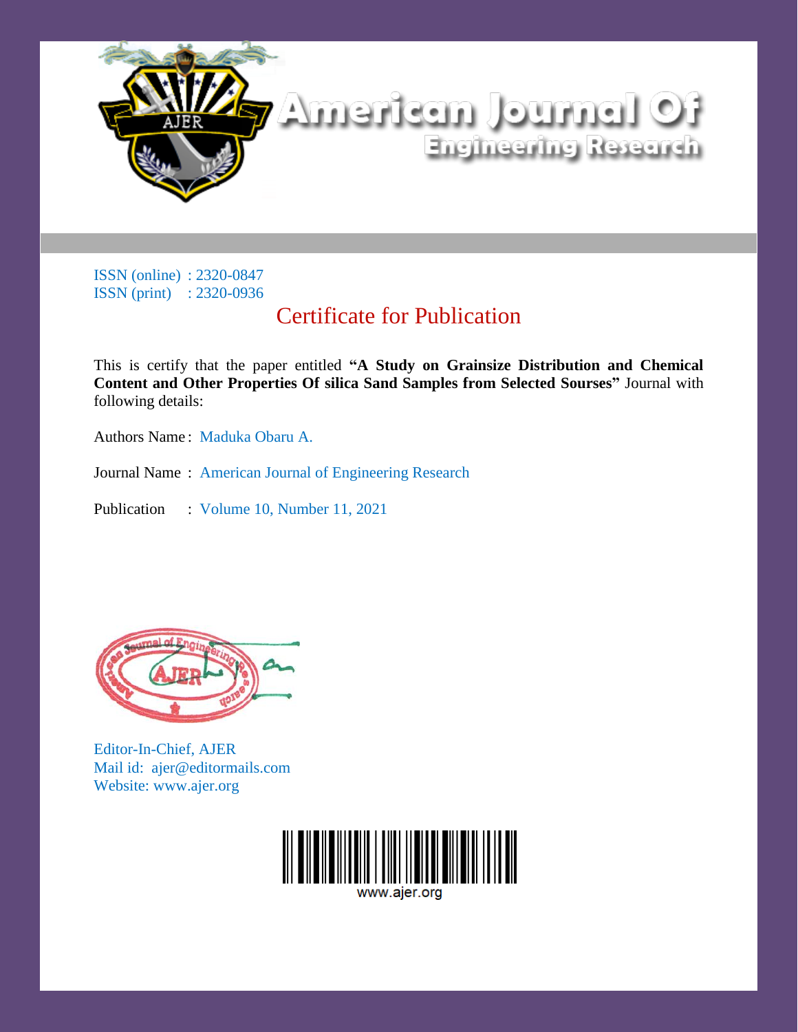# American Journal Of Engineering Research

ISSN (online) : 2320-0847
ISSN (print) : 2320-0936

## Certificate for Publication

This is certify that the paper entitled **"A Study on Grainsize Distribution and Chemical Content and Other Properties Of silica Sand Samples from Selected Sourses"** Journal with following details:

Authors Name : Maduka Obaru A.

Journal Name : American Journal of Engineering Research

Publication : Volume 10, Number 11, 2021

Editor-In-Chief, AJER
Mail id: ajer@editormails.com
Website: www.ajer.org

www.ajer.org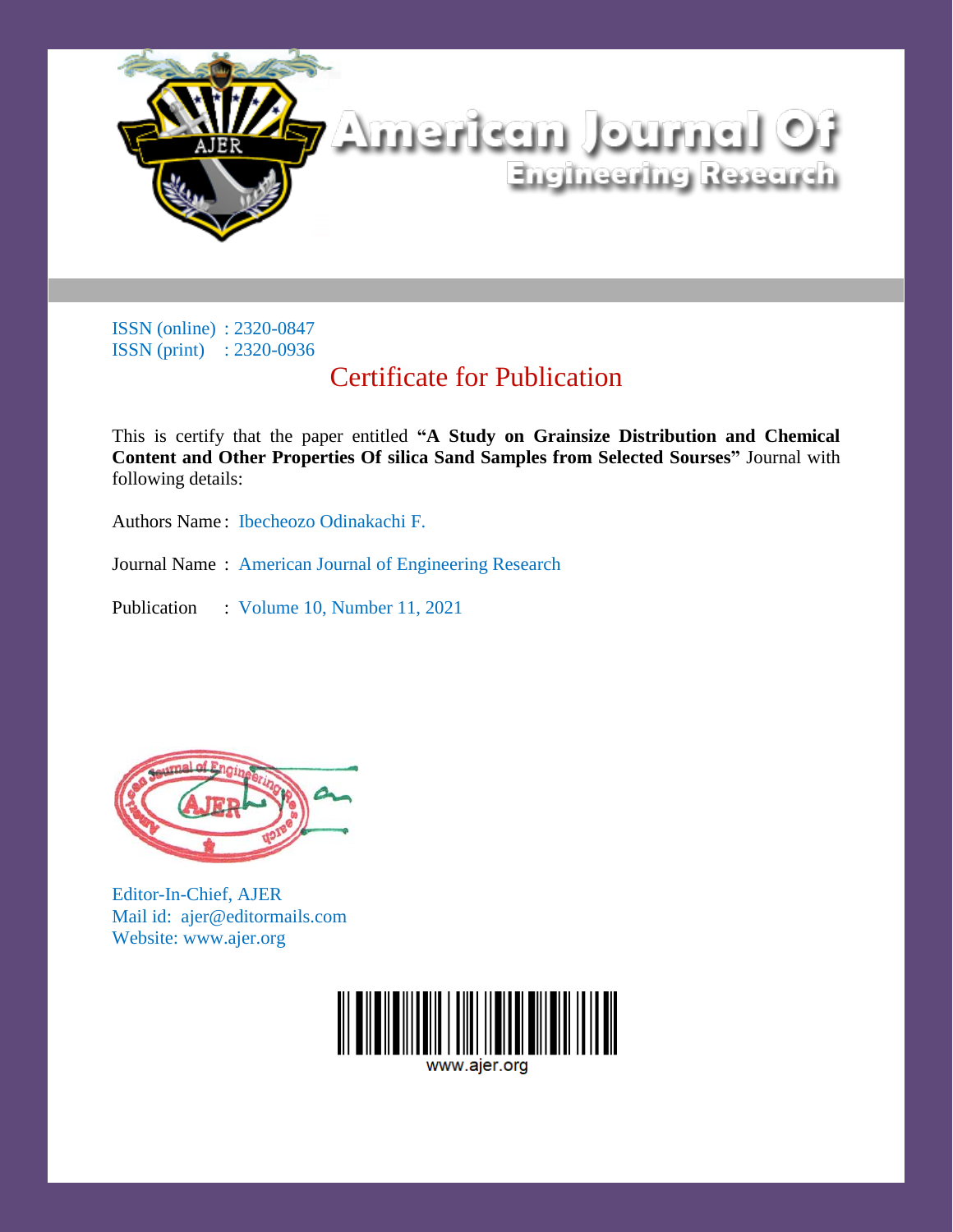# American Journal Of Engineering Research

ISSN (online) : 2320-0847
ISSN (print) : 2320-0936

## Certificate for Publication

This is certify that the paper entitled **"A Study on Grainsize Distribution and Chemical Content and Other Properties Of silica Sand Samples from Selected Sourses"** Journal with following details:

Authors Name : Ibecheozo Odinakachi F.

Journal Name : American Journal of Engineering Research

Publication : Volume 10, Number 11, 2021

Editor-In-Chief, AJER
Mail id: ajer@editormails.com
Website: www.ajer.org

www.ajer.org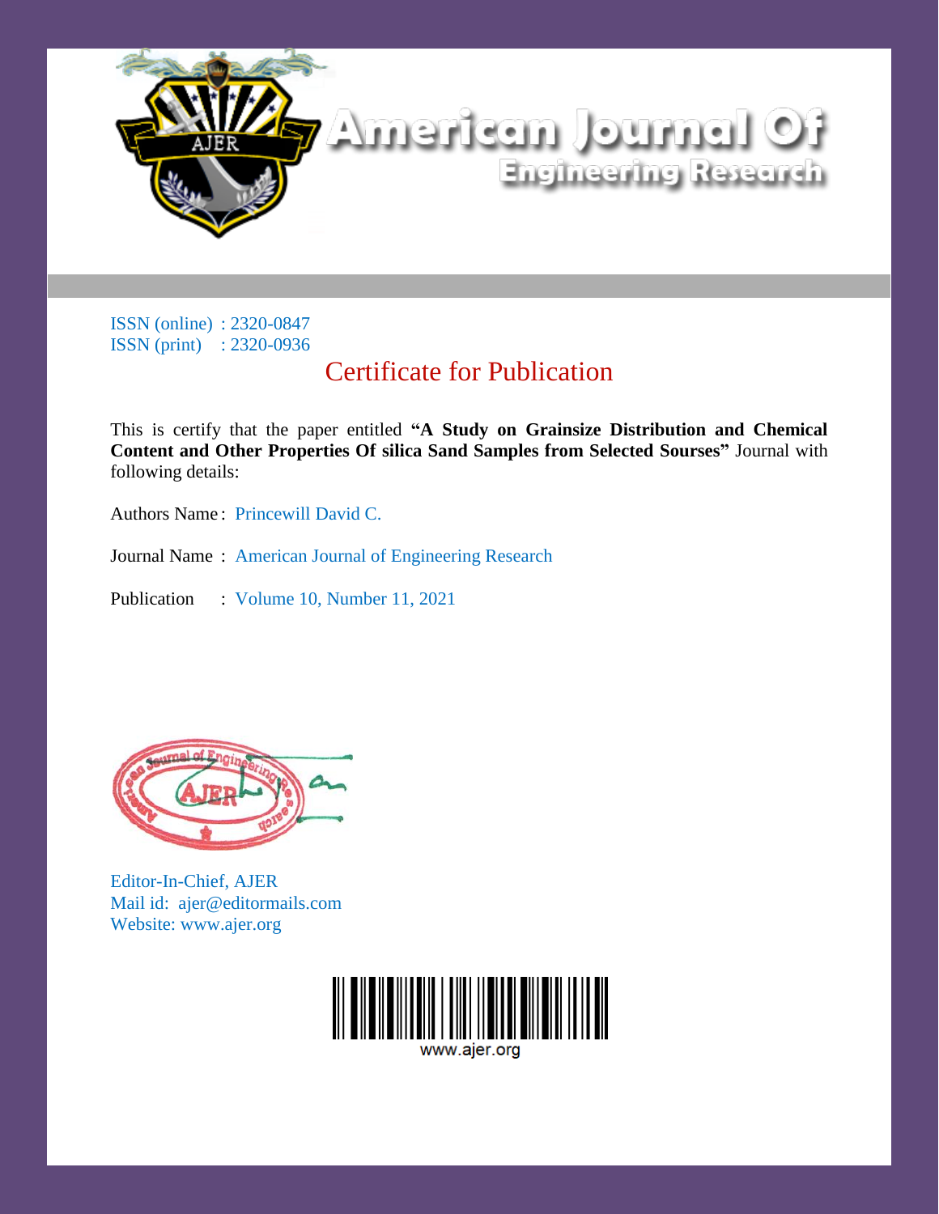# American Journal Of Engineering Research

ISSN (online) : 2320-0847
ISSN (print) : 2320-0936

## Certificate for Publication

This is certify that the paper entitled **"A Study on Grainsize Distribution and Chemical Content and Other Properties Of silica Sand Samples from Selected Sourses"** Journal with following details:

Authors Name : Princewill David C.

Journal Name : American Journal of Engineering Research

Publication : Volume 10, Number 11, 2021

Editor-In-Chief, AJER
Mail id: ajer@editormails.com
Website: www.ajer.org

www.ajer.org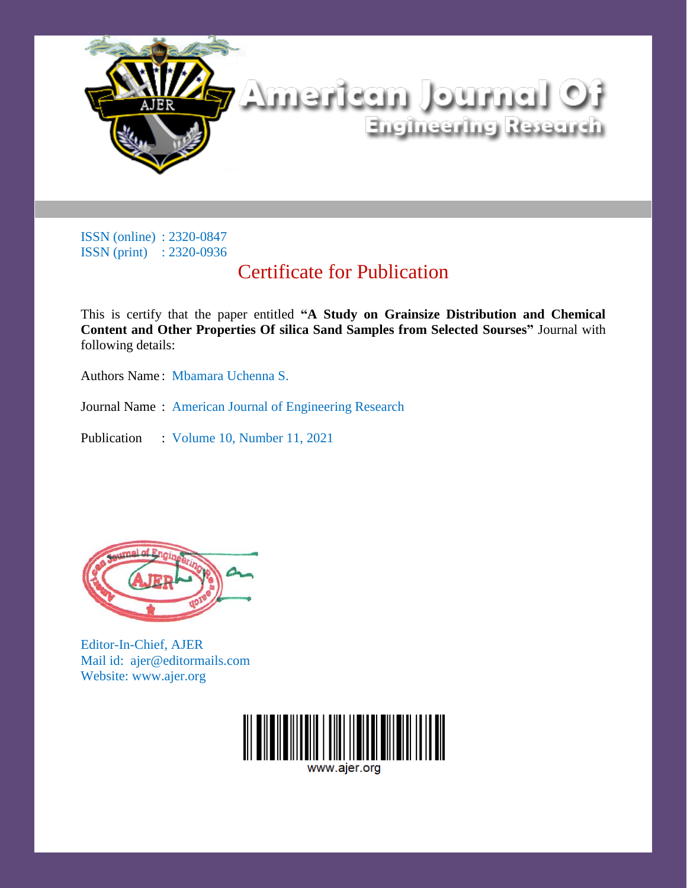# American Journal Of Engineering Research

ISSN (online) : 2320-0847
ISSN (print) : 2320-0936

## Certificate for Publication

This is certify that the paper entitled **"A Study on Grainsize Distribution and Chemical Content and Other Properties Of silica Sand Samples from Selected Sourses"** Journal with following details:

Authors Name : Mbamara Uchenna S.

Journal Name : American Journal of Engineering Research

Publication : Volume 10, Number 11, 2021

Editor-In-Chief, AJER
Mail id: ajer@editormails.com
Website: www.ajer.org

www.ajer.org